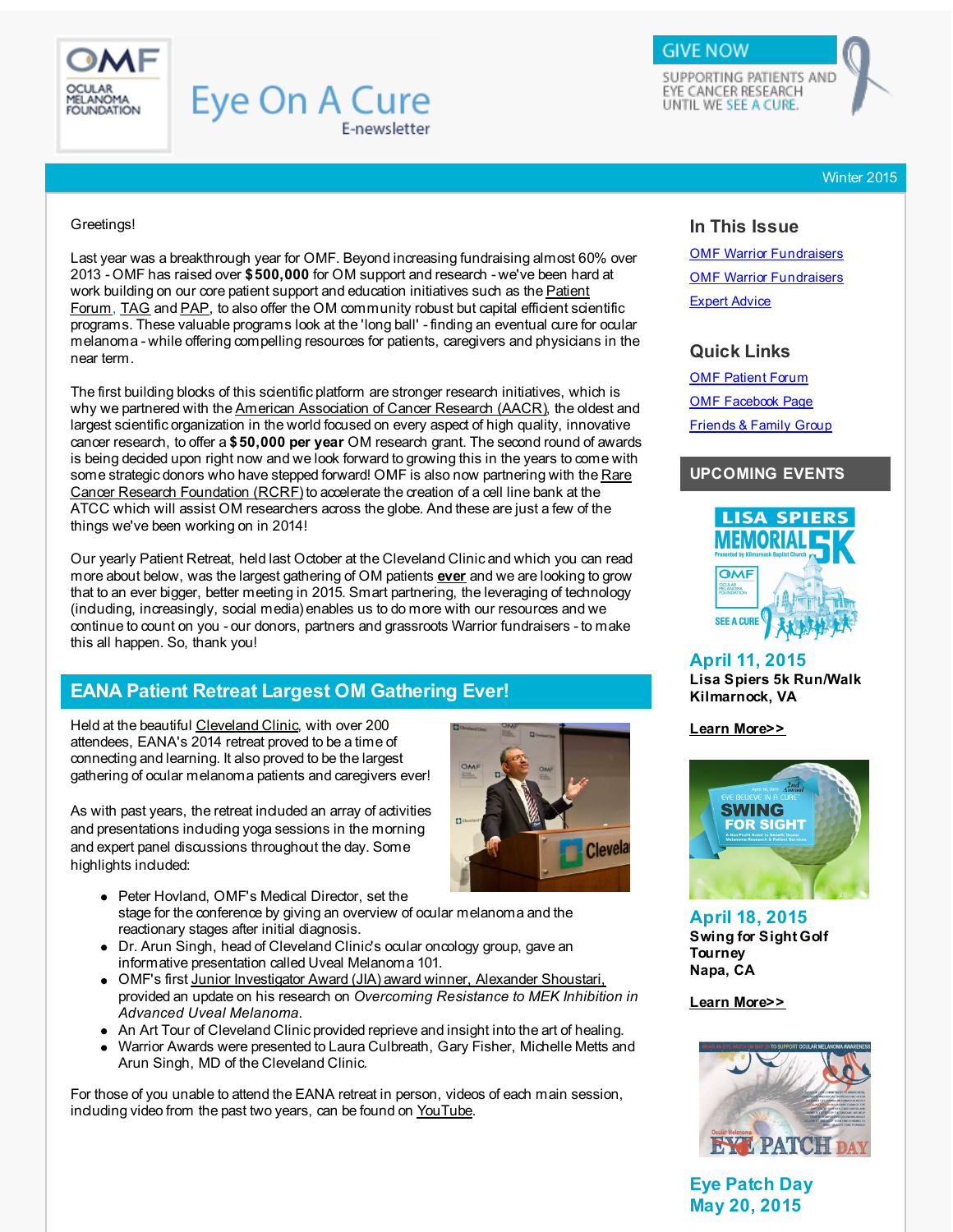# Eye On A Cure

E-newsletter

GIVE NOW

SUPPORTING PATIENTS AND EYE CANCER RESEARCH UNTIL WE SEE A CURE.

Winter 2015

Greetings!

Last year was a breakthrough year for OMF. Beyond increasing fundraising almost 60% over 2013 - OMF has raised over **$500,000** for OM support and research - we've been hard at work building on our core patient support and education initiatives such as the Patient Forum, TAG and PAP, to also offer the OM community robust but capital efficient scientific programs. These valuable programs look at the 'long ball' - finding an eventual cure for ocular melanoma - while offering compelling resources for patients, caregivers and physicians in the near term.

The first building blocks of this scientific platform are stronger research initiatives, which is why we partnered with the American Association of Cancer Research (AACR), the oldest and largest scientific organization in the world focused on every aspect of high quality, innovative cancer research, to offer a **$50,000 per year** OM research grant. The second round of awards is being decided upon right now and we look forward to growing this in the years to come with some strategic donors who have stepped forward! OMF is also now partnering with the Rare Cancer Research Foundation (RCRF) to accelerate the creation of a cell line bank at the ATCC which will assist OM researchers across the globe. And these are just a few of the things we've been working on in 2014!

Our yearly Patient Retreat, held last October at the Cleveland Clinic and which you can read more about below, was the largest gathering of OM patients **ever** and we are looking to grow that to an ever bigger, better meeting in 2015. Smart partnering, the leveraging of technology (including, increasingly, social media) enables us to do more with our resources and we continue to count on you - our donors, partners and grassroots Warrior fundraisers - to make this all happen. So, thank you!

## EANA Patient Retreat Largest OM Gathering Ever!

Held at the beautiful Cleveland Clinic, with over 200 attendees, EANA's 2014 retreat proved to be a time of connecting and learning. It also proved to be the largest gathering of ocular melanoma patients and caregivers ever!

As with past years, the retreat included an array of activities and presentations including yoga sessions in the morning and expert panel discussions throughout the day. Some highlights included:

- Peter Hovland, OMF's Medical Director, set the stage for the conference by giving an overview of ocular melanoma and the reactionary stages after initial diagnosis.
- Dr. Arun Singh, head of Cleveland Clinic's ocular oncology group, gave an informative presentation called Uveal Melanoma 101.
- OMF's first Junior Investigator Award (JIA) award winner, Alexander Shoustari, provided an update on his research on *Overcoming Resistance to MEK Inhibition in Advanced Uveal Melanoma.*
- An Art Tour of Cleveland Clinic provided reprieve and insight into the art of healing.
- Warrior Awards were presented to Laura Culbreath, Gary Fisher, Michelle Metts and Arun Singh, MD of the Cleveland Clinic.

For those of you unable to attend the EANA retreat in person, videos of each main session, including video from the past two years, can be found on YouTube.

## In This Issue

- OMF Warrior Fundraisers
- OMF Warrior Fundraisers
- Expert Advice

## Quick Links

- OMF Patient Forum
- OMF Facebook Page
- Friends & Family Group

## UPCOMING EVENTS

**April 11, 2015**
**Lisa Spiers 5k Run/Walk**
**Kilmarnock, VA**

**Learn More>>**

**April 18, 2015**
**Swing for Sight Golf Tourney**
**Napa, CA**

**Learn More>>**

**Eye Patch Day**
**May 20, 2015**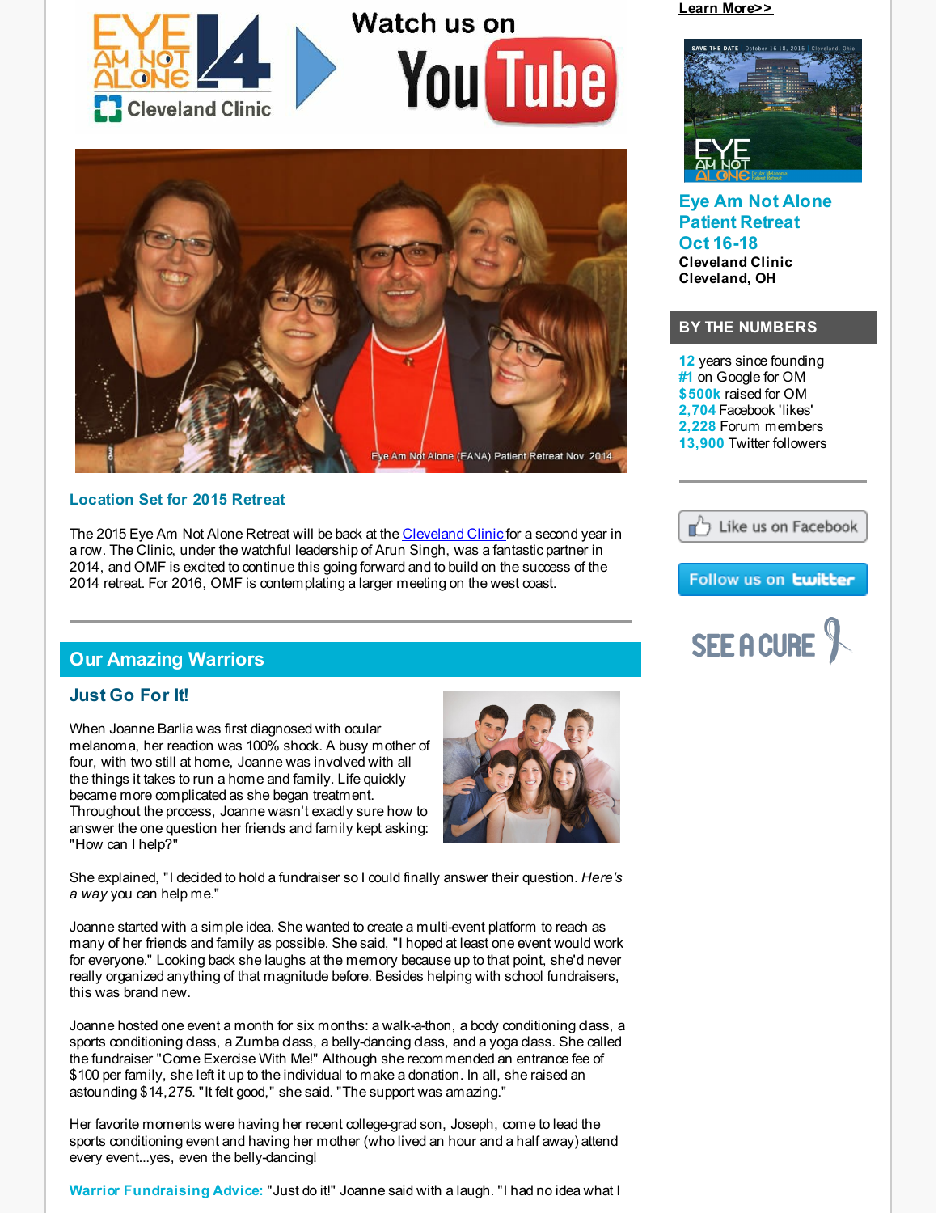Learn More>>

**Eye Am Not Alone Patient Retreat Oct 16-18**

**Cleveland Clinic**
**Cleveland, OH**

## BY THE NUMBERS

**12** years since founding
**#1** on Google for OM
**$500k** raised for OM
**2,704** Facebook 'likes'
**2,228** Forum members
**13,900** Twitter followers

Like us on Facebook

Follow us on twitter

SEE A CURE

Eye Am Not Alone (EANA) Patient Retreat Nov. 2014

### Location Set for 2015 Retreat

The 2015 Eye Am Not Alone Retreat will be back at the Cleveland Clinic for a second year in a row. The Clinic, under the watchful leadership of Arun Singh, was a fantastic partner in 2014, and OMF is excited to continue this going forward and to build on the success of the 2014 retreat. For 2016, OMF is contemplating a larger meeting on the west coast.

## Our Amazing Warriors

### Just Go For It!

When Joanne Barlia was first diagnosed with ocular melanoma, her reaction was 100% shock. A busy mother of four, with two still at home, Joanne was involved with all the things it takes to run a home and family. Life quickly became more complicated as she began treatment. Throughout the process, Joanne wasn't exactly sure how to answer the one question her friends and family kept asking: "How can I help?"

She explained, "I decided to hold a fundraiser so I could finally answer their question. *Here's a way* you can help me."

Joanne started with a simple idea. She wanted to create a multi-event platform to reach as many of her friends and family as possible. She said, "I hoped at least one event would work for everyone." Looking back she laughs at the memory because up to that point, she'd never really organized anything of that magnitude before. Besides helping with school fundraisers, this was brand new.

Joanne hosted one event a month for six months: a walk-a-thon, a body conditioning class, a sports conditioning class, a Zumba class, a belly-dancing class, and a yoga class. She called the fundraiser "Come Exercise With Me!" Although she recommended an entrance fee of $100 per family, she left it up to the individual to make a donation. In all, she raised an astounding $14,275. "It felt good," she said. "The support was amazing."

Her favorite moments were having her recent college-grad son, Joseph, come to lead the sports conditioning event and having her mother (who lived an hour and a half away) attend every event...yes, even the belly-dancing!

**Warrior Fundraising Advice:** "Just do it!" Joanne said with a laugh. "I had no idea what I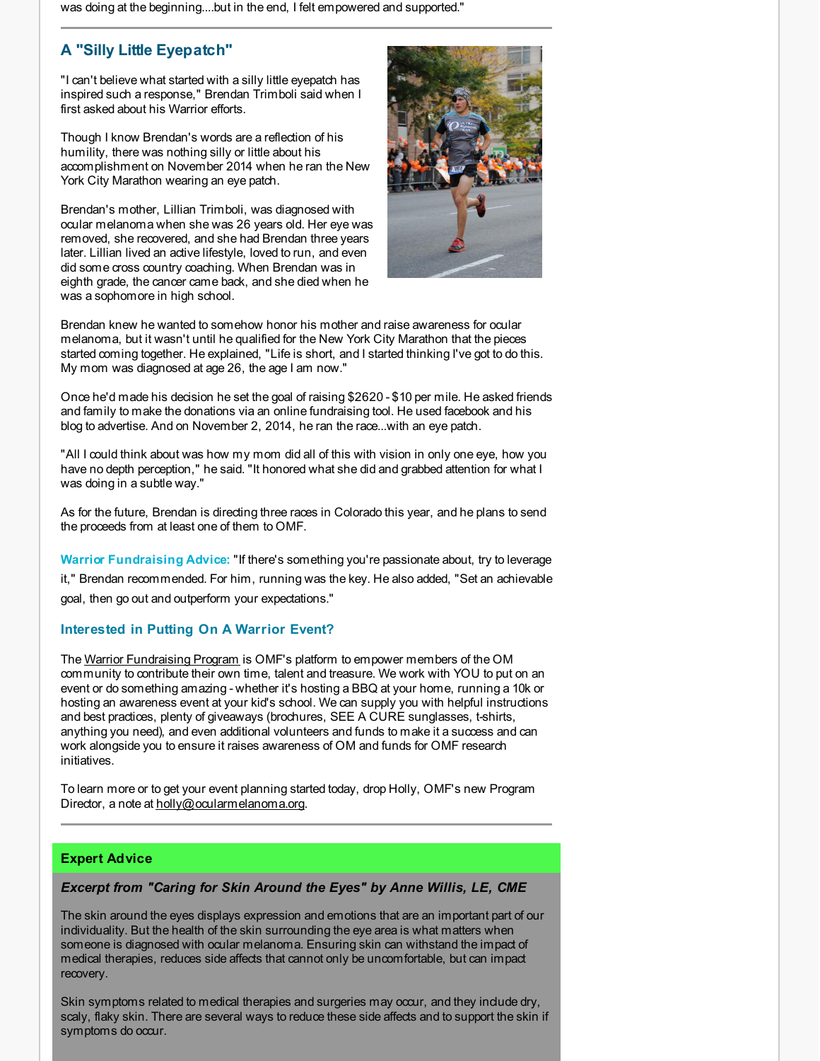was doing at the beginning....but in the end, I felt empowered and supported."

## A "Silly Little Eyepatch"

"I can't believe what started with a silly little eyepatch has inspired such a response," Brendan Trimboli said when I first asked about his Warrior efforts.

Though I know Brendan's words are a reflection of his humility, there was nothing silly or little about his accomplishment on November 2014 when he ran the New York City Marathon wearing an eye patch.

Brendan's mother, Lillian Trimboli, was diagnosed with ocular melanoma when she was 26 years old. Her eye was removed, she recovered, and she had Brendan three years later. Lillian lived an active lifestyle, loved to run, and even did some cross country coaching. When Brendan was in eighth grade, the cancer came back, and she died when he was a sophomore in high school.

Brendan knew he wanted to somehow honor his mother and raise awareness for ocular melanoma, but it wasn't until he qualified for the New York City Marathon that the pieces started coming together. He explained, "Life is short, and I started thinking I've got to do this. My mom was diagnosed at age 26, the age I am now."

Once he'd made his decision he set the goal of raising $2620 - $10 per mile. He asked friends and family to make the donations via an online fundraising tool. He used facebook and his blog to advertise. And on November 2, 2014, he ran the race...with an eye patch.

"All I could think about was how my mom did all of this with vision in only one eye, how you have no depth perception," he said. "It honored what she did and grabbed attention for what I was doing in a subtle way."

As for the future, Brendan is directing three races in Colorado this year, and he plans to send the proceeds from at least one of them to OMF.

**Warrior Fundraising Advice:** "If there's something you're passionate about, try to leverage it," Brendan recommended. For him, running was the key. He also added, "Set an achievable goal, then go out and outperform your expectations."

### Interested in Putting On A Warrior Event?

The Warrior Fundraising Program is OMF's platform to empower members of the OM community to contribute their own time, talent and treasure. We work with YOU to put on an event or do something amazing - whether it's hosting a BBQ at your home, running a 10k or hosting an awareness event at your kid's school. We can supply you with helpful instructions and best practices, plenty of giveaways (brochures, SEE A CURE sunglasses, t-shirts, anything you need), and even additional volunteers and funds to make it a success and can work alongside you to ensure it raises awareness of OM and funds for OMF research initiatives.

To learn more or to get your event planning started today, drop Holly, OMF's new Program Director, a note at holly@ocularmelanoma.org.

---

## Expert Advice

***Excerpt from "Caring for Skin Around the Eyes" by Anne Willis, LE, CME***

The skin around the eyes displays expression and emotions that are an important part of our individuality. But the health of the skin surrounding the eye area is what matters when someone is diagnosed with ocular melanoma. Ensuring skin can withstand the impact of medical therapies, reduces side affects that cannot only be uncomfortable, but can impact recovery.

Skin symptoms related to medical therapies and surgeries may occur, and they include dry, scaly, flaky skin. There are several ways to reduce these side affects and to support the skin if symptoms do occur.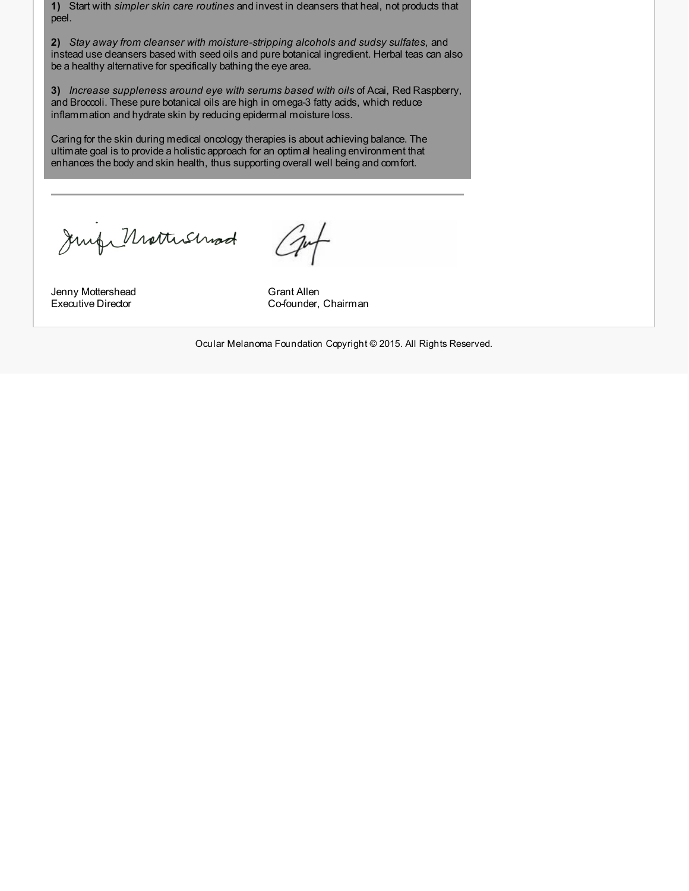**1)** Start with *simpler skin care routines* and invest in cleansers that heal, not products that peel.

**2)** *Stay away from cleanser with moisture-stripping alcohols and sudsy sulfates*, and instead use cleansers based with seed oils and pure botanical ingredient. Herbal teas can also be a healthy alternative for specifically bathing the eye area.

**3)** *Increase suppleness around eye with serums based with oils* of Acai, Red Raspberry, and Broccoli. These pure botanical oils are high in omega-3 fatty acids, which reduce inflammation and hydrate skin by reducing epidermal moisture loss.

Caring for the skin during medical oncology therapies is about achieving balance. The ultimate goal is to provide a holistic approach for an optimal healing environment that enhances the body and skin health, thus supporting overall well being and comfort.

---

Jenny Mottershead
Executive Director

Grant Allen
Co-founder, Chairman

Ocular Melanoma Foundation Copyright © 2015. All Rights Reserved.